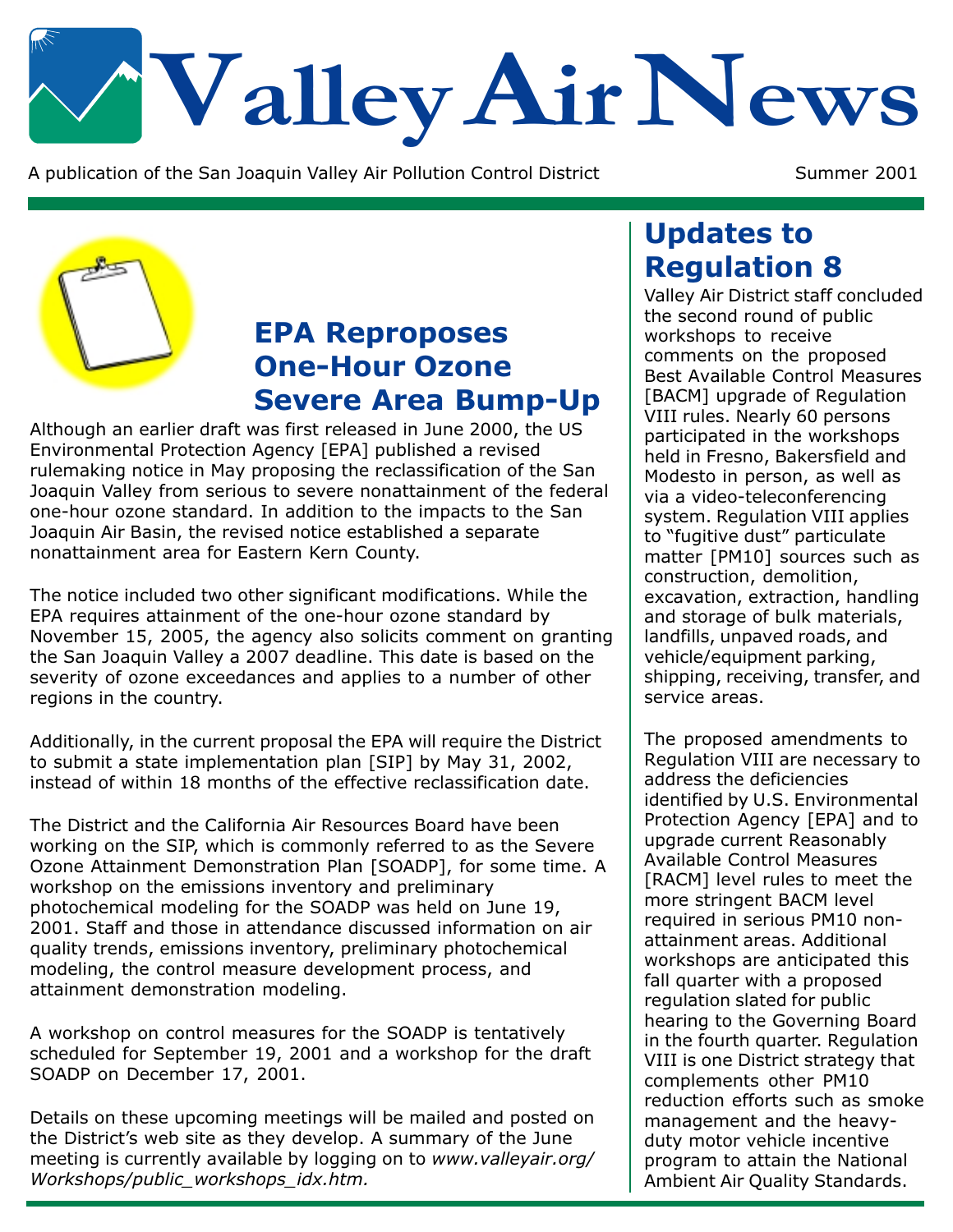# Valley Air News

A publication of the San Joaquin Valley Air Pollution Control District

Summer 2001

## EPA Reproposes One-Hour Ozone Severe Area Bump-Up

Although an earlier draft was first released in June 2000, the US Environmental Protection Agency [EPA] published a revised rulemaking notice in May proposing the reclassification of the San Joaquin Valley from serious to severe nonattainment of the federal one-hour ozone standard. In addition to the impacts to the San Joaquin Air Basin, the revised notice established a separate nonattainment area for Eastern Kern County.

The notice included two other significant modifications. While the EPA requires attainment of the one-hour ozone standard by November 15, 2005, the agency also solicits comment on granting the San Joaquin Valley a 2007 deadline. This date is based on the severity of ozone exceedances and applies to a number of other regions in the country.

Additionally, in the current proposal the EPA will require the District to submit a state implementation plan [SIP] by May 31, 2002, instead of within 18 months of the effective reclassification date.

The District and the California Air Resources Board have been working on the SIP, which is commonly referred to as the Severe Ozone Attainment Demonstration Plan [SOADP], for some time. A workshop on the emissions inventory and preliminary photochemical modeling for the SOADP was held on June 19, 2001. Staff and those in attendance discussed information on air quality trends, emissions inventory, preliminary photochemical modeling, the control measure development process, and attainment demonstration modeling.

A workshop on control measures for the SOADP is tentatively scheduled for September 19, 2001 and a workshop for the draft SOADP on December 17, 2001.

Details on these upcoming meetings will be mailed and posted on the District's web site as they develop. A summary of the June meeting is currently available by logging on to *www.valleyair.org/Workshops/public_workshops_idx.htm.*

## Updates to Regulation 8

Valley Air District staff concluded the second round of public workshops to receive comments on the proposed Best Available Control Measures [BACM] upgrade of Regulation VIII rules. Nearly 60 persons participated in the workshops held in Fresno, Bakersfield and Modesto in person, as well as via a video-teleconferencing system. Regulation VIII applies to "fugitive dust" particulate matter [PM10] sources such as construction, demolition, excavation, extraction, handling and storage of bulk materials, landfills, unpaved roads, and vehicle/equipment parking, shipping, receiving, transfer, and service areas.

The proposed amendments to Regulation VIII are necessary to address the deficiencies identified by U.S. Environmental Protection Agency [EPA] and to upgrade current Reasonably Available Control Measures [RACM] level rules to meet the more stringent BACM level required in serious PM10 non-attainment areas. Additional workshops are anticipated this fall quarter with a proposed regulation slated for public hearing to the Governing Board in the fourth quarter. Regulation VIII is one District strategy that complements other PM10 reduction efforts such as smoke management and the heavy-duty motor vehicle incentive program to attain the National Ambient Air Quality Standards.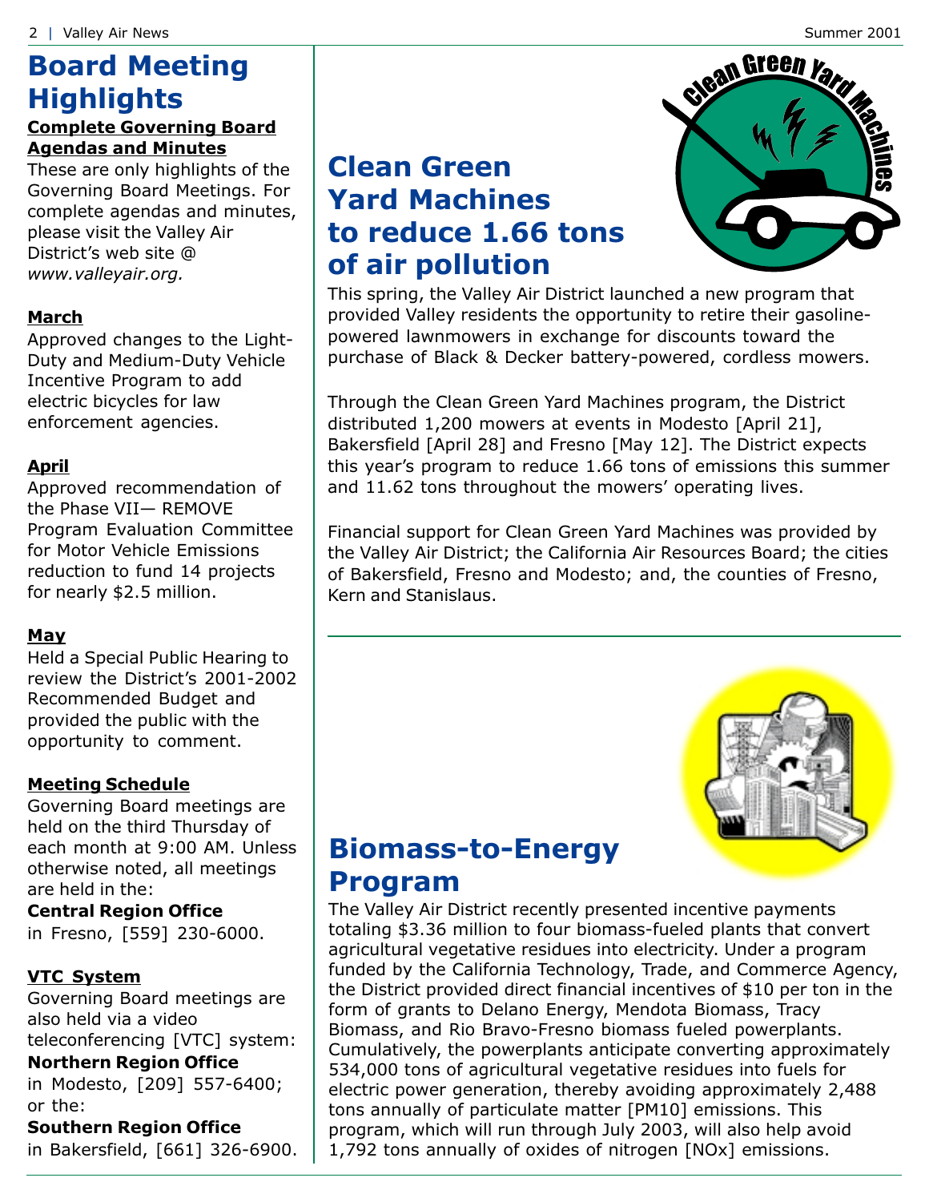# Board Meeting Highlights

**Complete Governing Board Agendas and Minutes**

These are only highlights of the Governing Board Meetings. For complete agendas and minutes, please visit the Valley Air District's web site @ *www.valleyair.org.*

**March**

Approved changes to the Light-Duty and Medium-Duty Vehicle Incentive Program to add electric bicycles for law enforcement agencies.

**April**

Approved recommendation of the Phase VII— REMOVE Program Evaluation Committee for Motor Vehicle Emissions reduction to fund 14 projects for nearly $2.5 million.

**May**

Held a Special Public Hearing to review the District's 2001-2002 Recommended Budget and provided the public with the opportunity to comment.

**Meeting Schedule**

Governing Board meetings are held on the third Thursday of each month at 9:00 AM. Unless otherwise noted, all meetings are held in the:

**Central Region Office**
in Fresno, [559] 230-6000.

**VTC System**

Governing Board meetings are also held via a video teleconferencing [VTC] system:

**Northern Region Office**
in Modesto, [209] 557-6400; or the:

**Southern Region Office**
in Bakersfield, [661] 326-6900.

# Clean Green Yard Machines to reduce 1.66 tons of air pollution

This spring, the Valley Air District launched a new program that provided Valley residents the opportunity to retire their gasoline-powered lawnmowers in exchange for discounts toward the purchase of Black & Decker battery-powered, cordless mowers.

Through the Clean Green Yard Machines program, the District distributed 1,200 mowers at events in Modesto [April 21], Bakersfield [April 28] and Fresno [May 12]. The District expects this year's program to reduce 1.66 tons of emissions this summer and 11.62 tons throughout the mowers' operating lives.

Financial support for Clean Green Yard Machines was provided by the Valley Air District; the California Air Resources Board; the cities of Bakersfield, Fresno and Modesto; and, the counties of Fresno, Kern and Stanislaus.

# Biomass-to-Energy Program

The Valley Air District recently presented incentive payments totaling $3.36 million to four biomass-fueled plants that convert agricultural vegetative residues into electricity. Under a program funded by the California Technology, Trade, and Commerce Agency, the District provided direct financial incentives of $10 per ton in the form of grants to Delano Energy, Mendota Biomass, Tracy Biomass, and Rio Bravo-Fresno biomass fueled powerplants. Cumulatively, the powerplants anticipate converting approximately 534,000 tons of agricultural vegetative residues into fuels for electric power generation, thereby avoiding approximately 2,488 tons annually of particulate matter [PM10] emissions. This program, which will run through July 2003, will also help avoid 1,792 tons annually of oxides of nitrogen [NOx] emissions.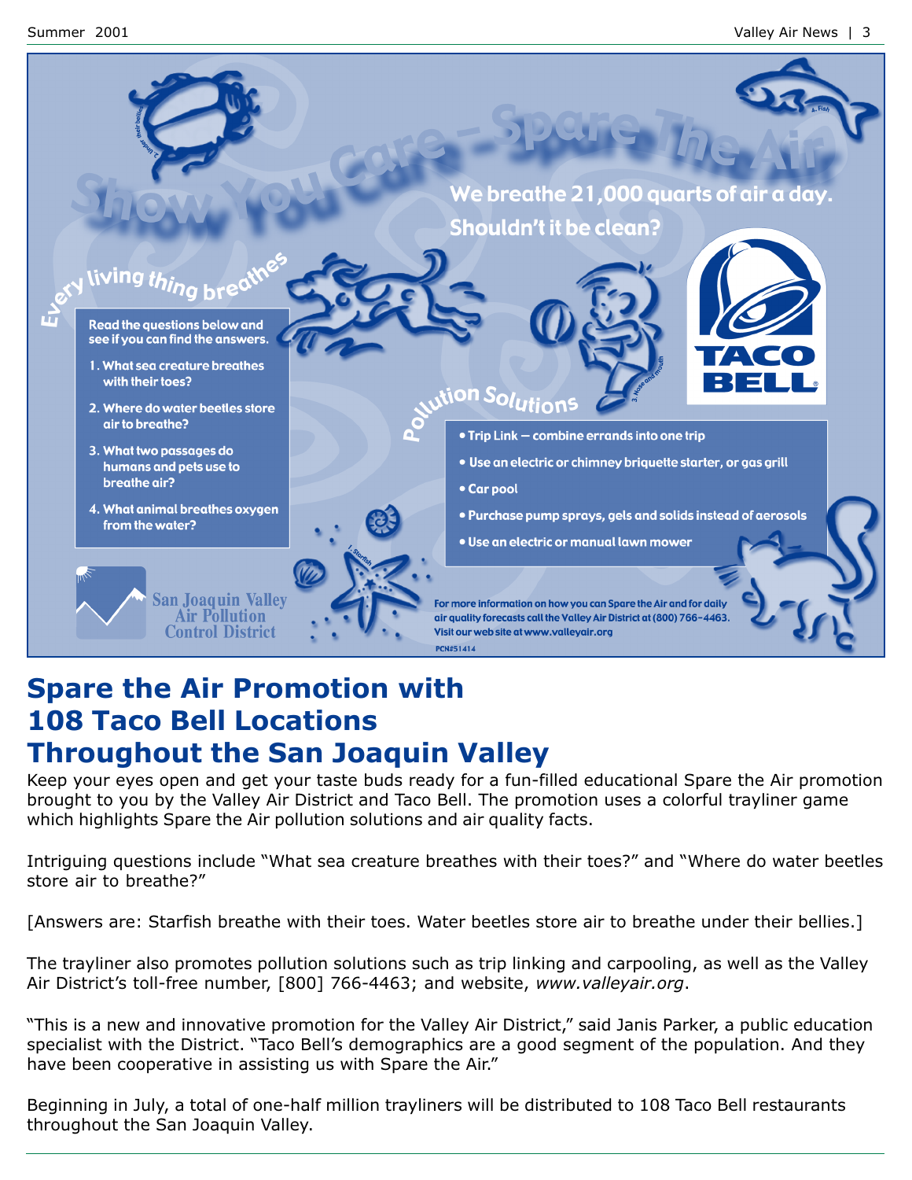# Show You Care – Spare The Air

**We breathe 21,000 quarts of air a day. Shouldn't it be clean?**

## Every living thing breathes

Read the questions below and see if you can find the answers.

1. What sea creature breathes with their toes?
2. Where do water beetles store air to breathe?
3. What two passages do humans and pets use to breathe air?
4. What animal breathes oxygen from the water?

1. Starfish

2. Under their bellies

3. Nose and mouth

4. Fish

TACO BELL

## Pollution Solutions

- Trip Link — combine errands into one trip
- Use an electric or chimney briquette starter, or gas grill
- Car pool
- Purchase pump sprays, gels and solids instead of aerosols
- Use an electric or manual lawn mower

San Joaquin Valley Air Pollution Control District

For more information on how you can Spare the Air and for daily air quality forecasts call the Valley Air District at (800) 766-4463. Visit our web site at www.valleyair.org

PCN#51414

# Spare the Air Promotion with 108 Taco Bell Locations Throughout the San Joaquin Valley

Keep your eyes open and get your taste buds ready for a fun-filled educational Spare the Air promotion brought to you by the Valley Air District and Taco Bell. The promotion uses a colorful trayliner game which highlights Spare the Air pollution solutions and air quality facts.

Intriguing questions include "What sea creature breathes with their toes?" and "Where do water beetles store air to breathe?"

[Answers are: Starfish breathe with their toes. Water beetles store air to breathe under their bellies.]

The trayliner also promotes pollution solutions such as trip linking and carpooling, as well as the Valley Air District's toll-free number, [800] 766-4463; and website, *www.valleyair.org*.

"This is a new and innovative promotion for the Valley Air District," said Janis Parker, a public education specialist with the District. "Taco Bell's demographics are a good segment of the population. And they have been cooperative in assisting us with Spare the Air."

Beginning in July, a total of one-half million trayliners will be distributed to 108 Taco Bell restaurants throughout the San Joaquin Valley.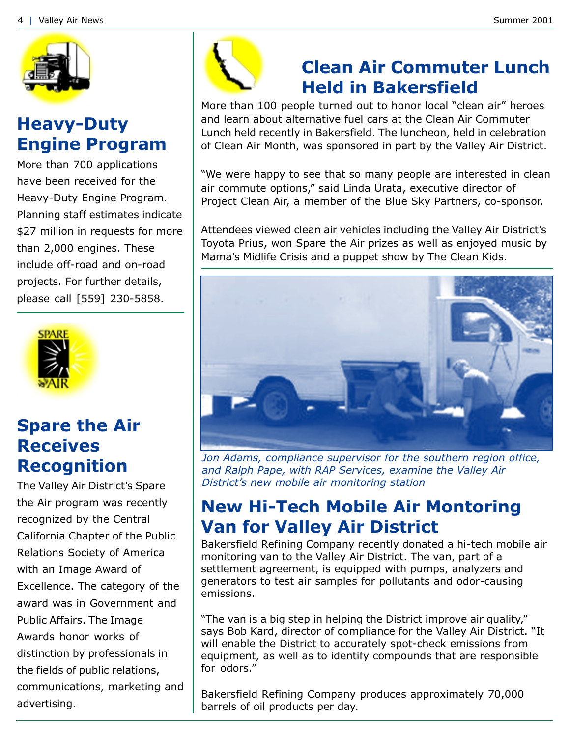## Heavy-Duty Engine Program

More than 700 applications have been received for the Heavy-Duty Engine Program. Planning staff estimates indicate $27 million in requests for more than 2,000 engines. These include off-road and on-road projects. For further details, please call [559] 230-5858.

## Spare the Air Receives Recognition

The Valley Air District's Spare the Air program was recently recognized by the Central California Chapter of the Public Relations Society of America with an Image Award of Excellence. The category of the award was in Government and Public Affairs. The Image Awards honor works of distinction by professionals in the fields of public relations, communications, marketing and advertising.

## Clean Air Commuter Lunch Held in Bakersfield

More than 100 people turned out to honor local "clean air" heroes and learn about alternative fuel cars at the Clean Air Commuter Lunch held recently in Bakersfield. The luncheon, held in celebration of Clean Air Month, was sponsored in part by the Valley Air District.

"We were happy to see that so many people are interested in clean air commute options," said Linda Urata, executive director of Project Clean Air, a member of the Blue Sky Partners, co-sponsor.

Attendees viewed clean air vehicles including the Valley Air District's Toyota Prius, won Spare the Air prizes as well as enjoyed music by Mama's Midlife Crisis and a puppet show by The Clean Kids.

*Jon Adams, compliance supervisor for the southern region office, and Ralph Pape, with RAP Services, examine the Valley Air District's new mobile air monitoring station*

## New Hi-Tech Mobile Air Montoring Van for Valley Air District

Bakersfield Refining Company recently donated a hi-tech mobile air monitoring van to the Valley Air District. The van, part of a settlement agreement, is equipped with pumps, analyzers and generators to test air samples for pollutants and odor-causing emissions.

"The van is a big step in helping the District improve air quality," says Bob Kard, director of compliance for the Valley Air District. "It will enable the District to accurately spot-check emissions from equipment, as well as to identify compounds that are responsible for odors."

Bakersfield Refining Company produces approximately 70,000 barrels of oil products per day.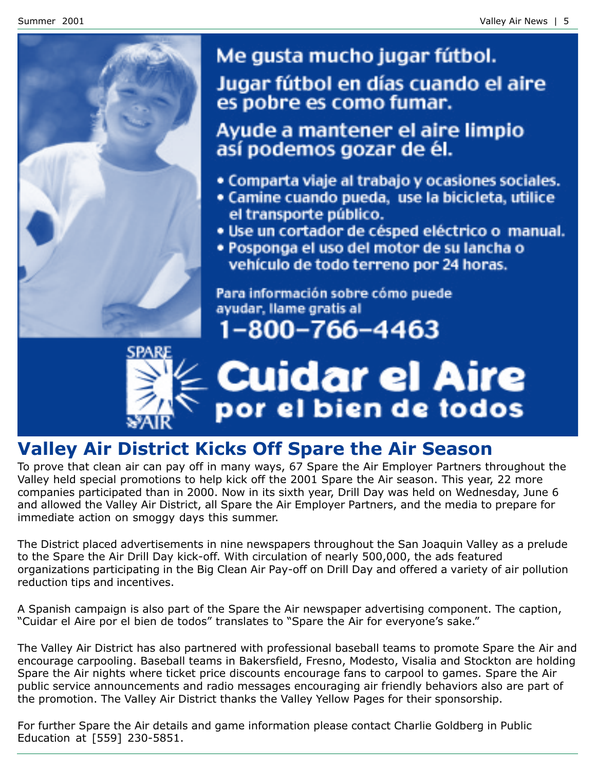Me gusta mucho jugar fútbol.

Jugar fútbol en días cuando el aire es pobre es como fumar.

Ayude a mantener el aire limpio así podemos gozar de él.

- Comparta viaje al trabajo y ocasiones sociales.
- Camine cuando pueda, use la bicicleta, utilice el transporte público.
- Use un cortador de césped eléctrico o manual.
- Posponga el uso del motor de su lancha o vehículo de todo terreno por 24 horas.

Para información sobre cómo puede ayudar, llame gratis al

1-800-766-4463

SPARE THE AIR

**Cuidar el Aire por el bien de todos**

## Valley Air District Kicks Off Spare the Air Season

To prove that clean air can pay off in many ways, 67 Spare the Air Employer Partners throughout the Valley held special promotions to help kick off the 2001 Spare the Air season. This year, 22 more companies participated than in 2000. Now in its sixth year, Drill Day was held on Wednesday, June 6 and allowed the Valley Air District, all Spare the Air Employer Partners, and the media to prepare for immediate action on smoggy days this summer.

The District placed advertisements in nine newspapers throughout the San Joaquin Valley as a prelude to the Spare the Air Drill Day kick-off. With circulation of nearly 500,000, the ads featured organizations participating in the Big Clean Air Pay-off on Drill Day and offered a variety of air pollution reduction tips and incentives.

A Spanish campaign is also part of the Spare the Air newspaper advertising component. The caption, "Cuidar el Aire por el bien de todos" translates to "Spare the Air for everyone's sake."

The Valley Air District has also partnered with professional baseball teams to promote Spare the Air and encourage carpooling. Baseball teams in Bakersfield, Fresno, Modesto, Visalia and Stockton are holding Spare the Air nights where ticket price discounts encourage fans to carpool to games. Spare the Air public service announcements and radio messages encouraging air friendly behaviors also are part of the promotion. The Valley Air District thanks the Valley Yellow Pages for their sponsorship.

For further Spare the Air details and game information please contact Charlie Goldberg in Public Education at [559] 230-5851.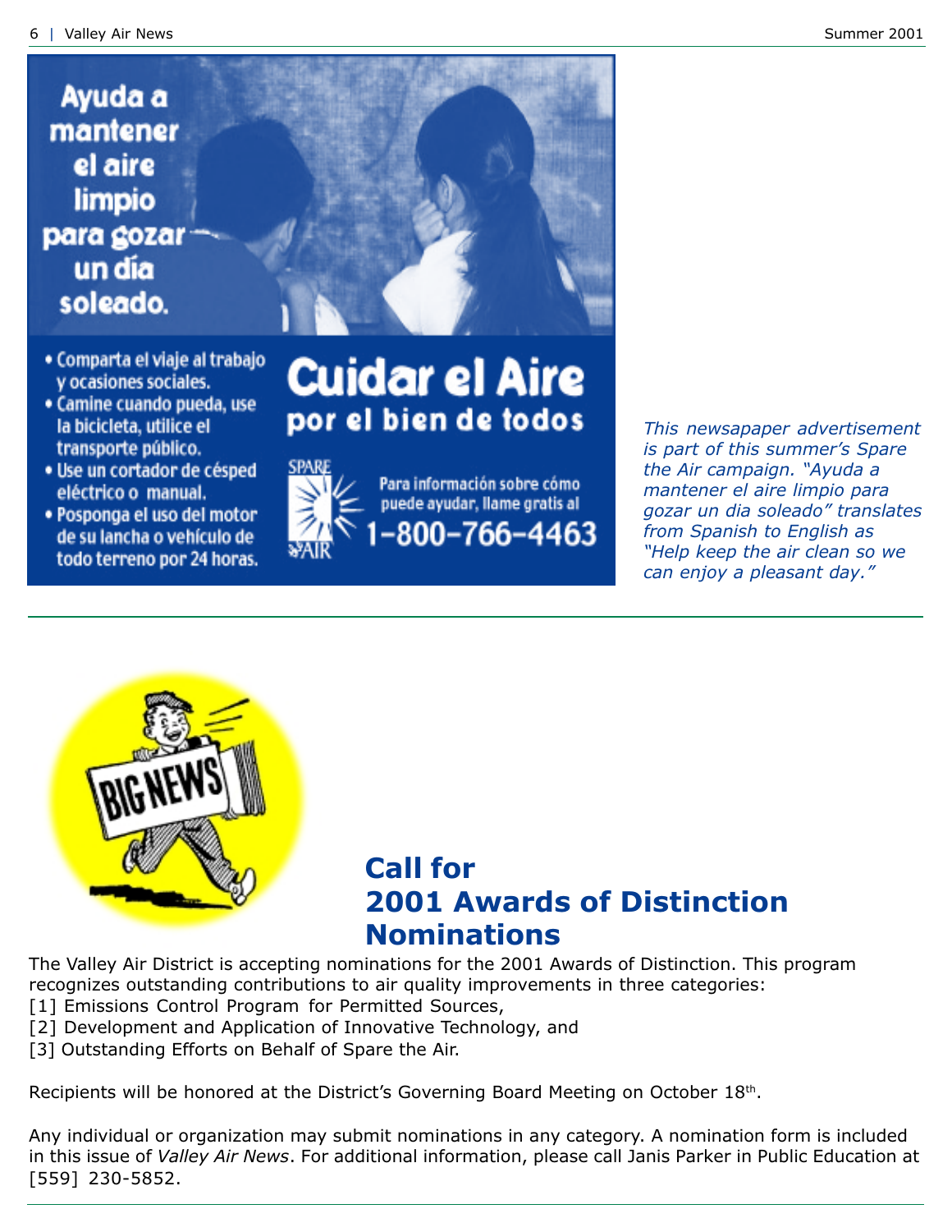Ayuda a mantener el aire limpio para gozar un día soleado.

- Comparta el viaje al trabajo y ocasiones sociales.
- Camine cuando pueda, use la bicicleta, utilice el transporte público.
- Use un cortador de césped eléctrico o manual.
- Posponga el uso del motor de su lancha o vehículo de todo terreno por 24 horas.

**Cuidar el Aire**
**por el bien de todos**

SPARE THE AIR

Para información sobre cómo puede ayudar, llame gratis al 1-800-766-4463

*This newsapaper advertisement is part of this summer's Spare the Air campaign. "Ayuda a mantener el aire limpio para gozar un dia soleado" translates from Spanish to English as "Help keep the air clean so we can enjoy a pleasant day."*

BIG NEWS

## Call for 2001 Awards of Distinction Nominations

The Valley Air District is accepting nominations for the 2001 Awards of Distinction. This program recognizes outstanding contributions to air quality improvements in three categories:
[1] Emissions Control Program for Permitted Sources,
[2] Development and Application of Innovative Technology, and
[3] Outstanding Efforts on Behalf of Spare the Air.

Recipients will be honored at the District's Governing Board Meeting on October 18th.

Any individual or organization may submit nominations in any category. A nomination form is included in this issue of *Valley Air News*. For additional information, please call Janis Parker in Public Education at [559] 230-5852.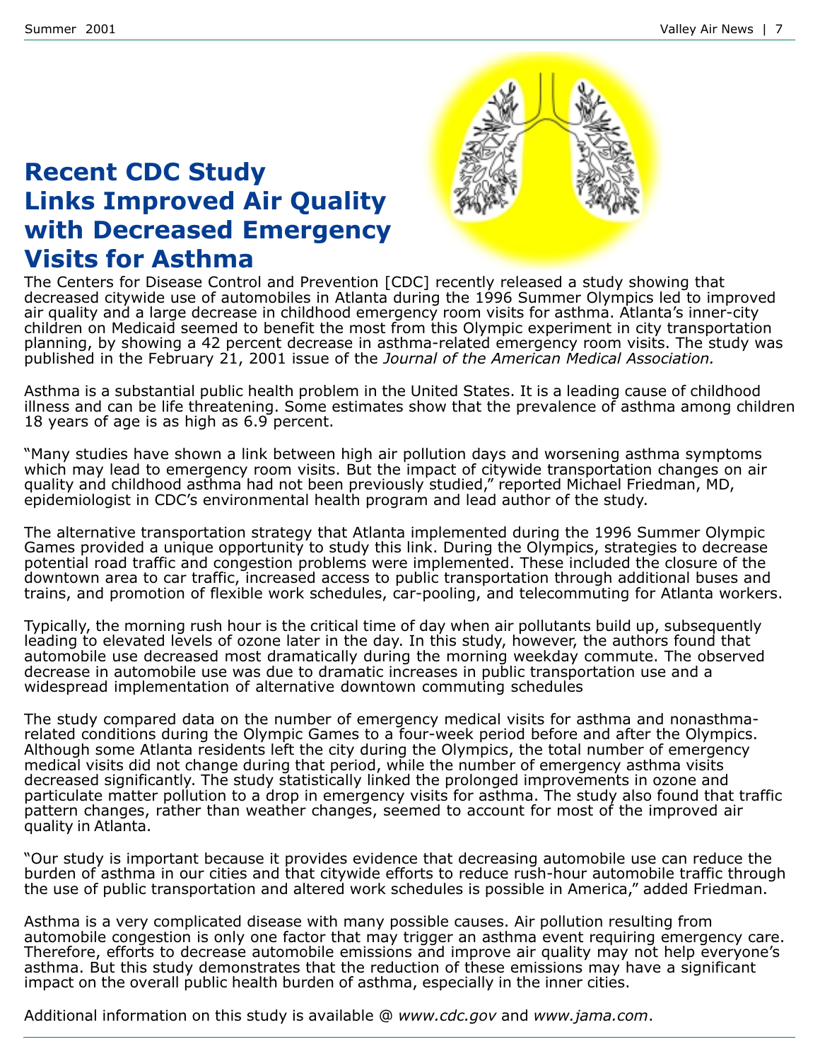# Recent CDC Study Links Improved Air Quality with Decreased Emergency Visits for Asthma

The Centers for Disease Control and Prevention [CDC] recently released a study showing that decreased citywide use of automobiles in Atlanta during the 1996 Summer Olympics led to improved air quality and a large decrease in childhood emergency room visits for asthma. Atlanta's inner-city children on Medicaid seemed to benefit the most from this Olympic experiment in city transportation planning, by showing a 42 percent decrease in asthma-related emergency room visits. The study was published in the February 21, 2001 issue of the *Journal of the American Medical Association.*

Asthma is a substantial public health problem in the United States. It is a leading cause of childhood illness and can be life threatening. Some estimates show that the prevalence of asthma among children 18 years of age is as high as 6.9 percent.

"Many studies have shown a link between high air pollution days and worsening asthma symptoms which may lead to emergency room visits. But the impact of citywide transportation changes on air quality and childhood asthma had not been previously studied," reported Michael Friedman, MD, epidemiologist in CDC's environmental health program and lead author of the study.

The alternative transportation strategy that Atlanta implemented during the 1996 Summer Olympic Games provided a unique opportunity to study this link. During the Olympics, strategies to decrease potential road traffic and congestion problems were implemented. These included the closure of the downtown area to car traffic, increased access to public transportation through additional buses and trains, and promotion of flexible work schedules, car-pooling, and telecommuting for Atlanta workers.

Typically, the morning rush hour is the critical time of day when air pollutants build up, subsequently leading to elevated levels of ozone later in the day. In this study, however, the authors found that automobile use decreased most dramatically during the morning weekday commute. The observed decrease in automobile use was due to dramatic increases in public transportation use and a widespread implementation of alternative downtown commuting schedules

The study compared data on the number of emergency medical visits for asthma and nonasthma-related conditions during the Olympic Games to a four-week period before and after the Olympics. Although some Atlanta residents left the city during the Olympics, the total number of emergency medical visits did not change during that period, while the number of emergency asthma visits decreased significantly. The study statistically linked the prolonged improvements in ozone and particulate matter pollution to a drop in emergency visits for asthma. The study also found that traffic pattern changes, rather than weather changes, seemed to account for most of the improved air quality in Atlanta.

"Our study is important because it provides evidence that decreasing automobile use can reduce the burden of asthma in our cities and that citywide efforts to reduce rush-hour automobile traffic through the use of public transportation and altered work schedules is possible in America," added Friedman.

Asthma is a very complicated disease with many possible causes. Air pollution resulting from automobile congestion is only one factor that may trigger an asthma event requiring emergency care. Therefore, efforts to decrease automobile emissions and improve air quality may not help everyone's asthma. But this study demonstrates that the reduction of these emissions may have a significant impact on the overall public health burden of asthma, especially in the inner cities.

Additional information on this study is available @ *www.cdc.gov* and *www.jama.com*.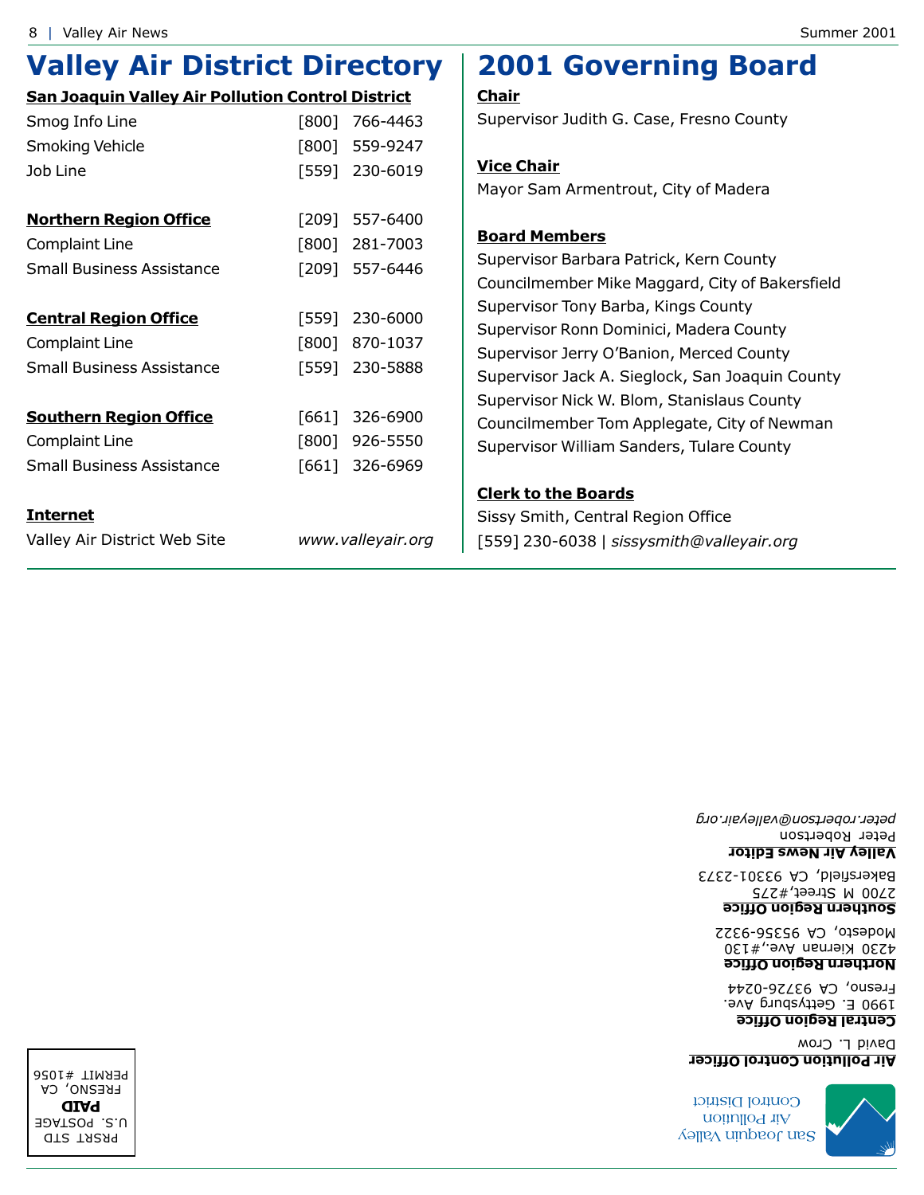# Valley Air District Directory

**San Joaquin Valley Air Pollution Control District**

| | |
|---|---|
| Smog Info Line | [800] 766-4463 |
| Smoking Vehicle | [800] 559-9247 |
| Job Line | [559] 230-6019 |

| | |
|---|---|
| **Northern Region Office** | [209] 557-6400 |
| Complaint Line | [800] 281-7003 |
| Small Business Assistance | [209] 557-6446 |

| | |
|---|---|
| **Central Region Office** | [559] 230-6000 |
| Complaint Line | [800] 870-1037 |
| Small Business Assistance | [559] 230-5888 |

| | |
|---|---|
| **Southern Region Office** | [661] 326-6900 |
| Complaint Line | [800] 926-5550 |
| Small Business Assistance | [661] 326-6969 |

**Internet**

Valley Air District Web Site *www.valleyair.org*

# 2001 Governing Board

**Chair**

Supervisor Judith G. Case, Fresno County

**Vice Chair**

Mayor Sam Armentrout, City of Madera

**Board Members**

Supervisor Barbara Patrick, Kern County
Councilmember Mike Maggard, City of Bakersfield
Supervisor Tony Barba, Kings County
Supervisor Ronn Dominici, Madera County
Supervisor Jerry O'Banion, Merced County
Supervisor Jack A. Sieglock, San Joaquin County
Supervisor Nick W. Blom, Stanislaus County
Councilmember Tom Applegate, City of Newman
Supervisor William Sanders, Tulare County

**Clerk to the Boards**

Sissy Smith, Central Region Office
[559] 230-6038 | *sissysmith@valleyair.org*

San Joaquin Valley Air Pollution Control District

**Air Pollution Control Officer**
David L. Crow

**Central Region Office**
1990 E. Gettysburg Ave.
Fresno, CA 93726-0244

**Northern Region Office**
4230 Kiernan Ave.,#130
Modesto, CA 95356-9322

**Southern Region Office**
2700 M Street,#275
Bakersfield, CA 93301-2373

**Valley Air News Editor**
Peter Robertson
*peter.robertson@valleyair.org*

PRSRT STD
U.S. POSTAGE
**PAID**
FRESNO, CA
PERMIT #1056